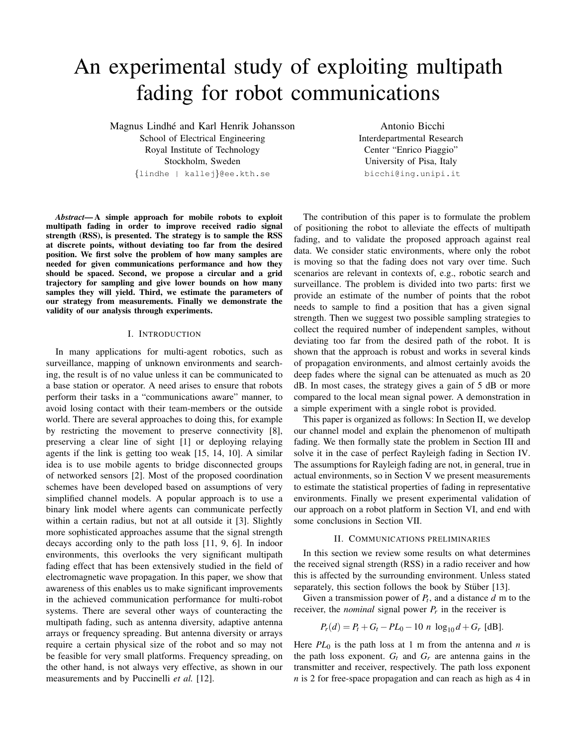# An experimental study of exploiting multipath fading for robot communications

Magnus Lindhé and Karl Henrik Johansson
School of Electrical Engineering
Royal Institute of Technology
Stockholm, Sweden
{lindhe | kallej}@ee.kth.se

Antonio Bicchi
Interdepartmental Research
Center "Enrico Piaggio"
University of Pisa, Italy
bicchi@ing.unipi.it

***Abstract*— A simple approach for mobile robots to exploit multipath fading in order to improve received radio signal strength (RSS), is presented. The strategy is to sample the RSS at discrete points, without deviating too far from the desired position. We first solve the problem of how many samples are needed for given communications performance and how they should be spaced. Second, we propose a circular and a grid trajectory for sampling and give lower bounds on how many samples they will yield. Third, we estimate the parameters of our strategy from measurements. Finally we demonstrate the validity of our analysis through experiments.**

## I. Introduction

In many applications for multi-agent robotics, such as surveillance, mapping of unknown environments and searching, the result is of no value unless it can be communicated to a base station or operator. A need arises to ensure that robots perform their tasks in a "communications aware" manner, to avoid losing contact with their team-members or the outside world. There are several approaches to doing this, for example by restricting the movement to preserve connectivity [8], preserving a clear line of sight [1] or deploying relaying agents if the link is getting too weak [15, 14, 10]. A similar idea is to use mobile agents to bridge disconnected groups of networked sensors [2]. Most of the proposed coordination schemes have been developed based on assumptions of very simplified channel models. A popular approach is to use a binary link model where agents can communicate perfectly within a certain radius, but not at all outside it [3]. Slightly more sophisticated approaches assume that the signal strength decays according only to the path loss [11, 9, 6]. In indoor environments, this overlooks the very significant multipath fading effect that has been extensively studied in the field of electromagnetic wave propagation. In this paper, we show that awareness of this enables us to make significant improvements in the achieved communication performance for multi-robot systems. There are several other ways of counteracting the multipath fading, such as antenna diversity, adaptive antenna arrays or frequency spreading. But antenna diversity or arrays require a certain physical size of the robot and so may not be feasible for very small platforms. Frequency spreading, on the other hand, is not always very effective, as shown in our measurements and by Puccinelli *et al.* [12].

The contribution of this paper is to formulate the problem of positioning the robot to alleviate the effects of multipath fading, and to validate the proposed approach against real data. We consider static environments, where only the robot is moving so that the fading does not vary over time. Such scenarios are relevant in contexts of, e.g., robotic search and surveillance. The problem is divided into two parts: first we provide an estimate of the number of points that the robot needs to sample to find a position that has a given signal strength. Then we suggest two possible sampling strategies to collect the required number of independent samples, without deviating too far from the desired path of the robot. It is shown that the approach is robust and works in several kinds of propagation environments, and almost certainly avoids the deep fades where the signal can be attenuated as much as 20 dB. In most cases, the strategy gives a gain of 5 dB or more compared to the local mean signal power. A demonstration in a simple experiment with a single robot is provided.

This paper is organized as follows: In Section II, we develop our channel model and explain the phenomenon of multipath fading. We then formally state the problem in Section III and solve it in the case of perfect Rayleigh fading in Section IV. The assumptions for Rayleigh fading are not, in general, true in actual environments, so in Section V we present measurements to estimate the statistical properties of fading in representative environments. Finally we present experimental validation of our approach on a robot platform in Section VI, and end with some conclusions in Section VII.

## II. Communications preliminaries

In this section we review some results on what determines the received signal strength (RSS) in a radio receiver and how this is affected by the surrounding environment. Unless stated separately, this section follows the book by Stüber [13].

Given a transmission power of $P_t$, and a distance $d$ m to the receiver, the *nominal* signal power $P_r$ in the receiver is

$$P_r(d) = P_t + G_t - PL_0 - 10\ n\ \log_{10} d + G_r \text{ [dB]}.$$

Here $PL_0$ is the path loss at 1 m from the antenna and $n$ is the path loss exponent. $G_t$ and $G_r$ are antenna gains in the transmitter and receiver, respectively. The path loss exponent $n$ is 2 for free-space propagation and can reach as high as 4 in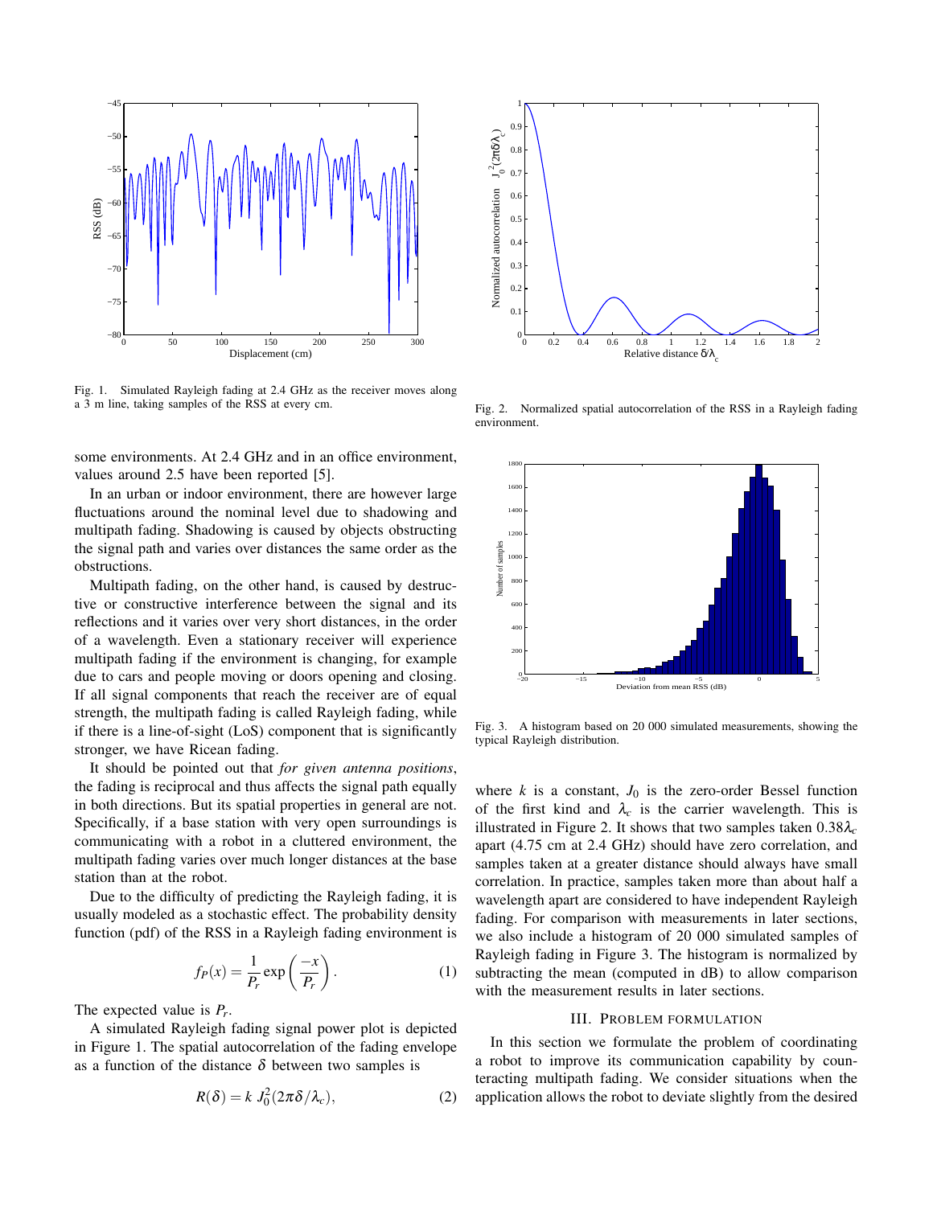Fig. 1. Simulated Rayleigh fading at 2.4 GHz as the receiver moves along a 3 m line, taking samples of the RSS at every cm.

Fig. 2. Normalized spatial autocorrelation of the RSS in a Rayleigh fading environment.

Fig. 3. A histogram based on 20 000 simulated measurements, showing the typical Rayleigh distribution.

some environments. At 2.4 GHz and in an office environment, values around 2.5 have been reported [5].

In an urban or indoor environment, there are however large fluctuations around the nominal level due to shadowing and multipath fading. Shadowing is caused by objects obstructing the signal path and varies over distances the same order as the obstructions.

Multipath fading, on the other hand, is caused by destructive or constructive interference between the signal and its reflections and it varies over very short distances, in the order of a wavelength. Even a stationary receiver will experience multipath fading if the environment is changing, for example due to cars and people moving or doors opening and closing. If all signal components that reach the receiver are of equal strength, the multipath fading is called Rayleigh fading, while if there is a line-of-sight (LoS) component that is significantly stronger, we have Ricean fading.

It should be pointed out that *for given antenna positions*, the fading is reciprocal and thus affects the signal path equally in both directions. But its spatial properties in general are not. Specifically, if a base station with very open surroundings is communicating with a robot in a cluttered environment, the multipath fading varies over much longer distances at the base station than at the robot.

Due to the difficulty of predicting the Rayleigh fading, it is usually modeled as a stochastic effect. The probability density function (pdf) of the RSS in a Rayleigh fading environment is

$$f_P(x) = \frac{1}{P_r} \exp\left(\frac{-x}{P_r}\right). \tag{1}$$

The expected value is $P_r$.

A simulated Rayleigh fading signal power plot is depicted in Figure 1. The spatial autocorrelation of the fading envelope as a function of the distance $\delta$ between two samples is

$$R(\delta) = k\, J_0^2(2\pi\delta/\lambda_c), \tag{2}$$

where $k$ is a constant, $J_0$ is the zero-order Bessel function of the first kind and $\lambda_c$ is the carrier wavelength. This is illustrated in Figure 2. It shows that two samples taken $0.38\lambda_c$ apart (4.75 cm at 2.4 GHz) should have zero correlation, and samples taken at a greater distance should always have small correlation. In practice, samples taken more than about half a wavelength apart are considered to have independent Rayleigh fading. For comparison with measurements in later sections, we also include a histogram of 20 000 simulated samples of Rayleigh fading in Figure 3. The histogram is normalized by subtracting the mean (computed in dB) to allow comparison with the measurement results in later sections.

## III. Problem Formulation

In this section we formulate the problem of coordinating a robot to improve its communication capability by counteracting multipath fading. We consider situations when the application allows the robot to deviate slightly from the desired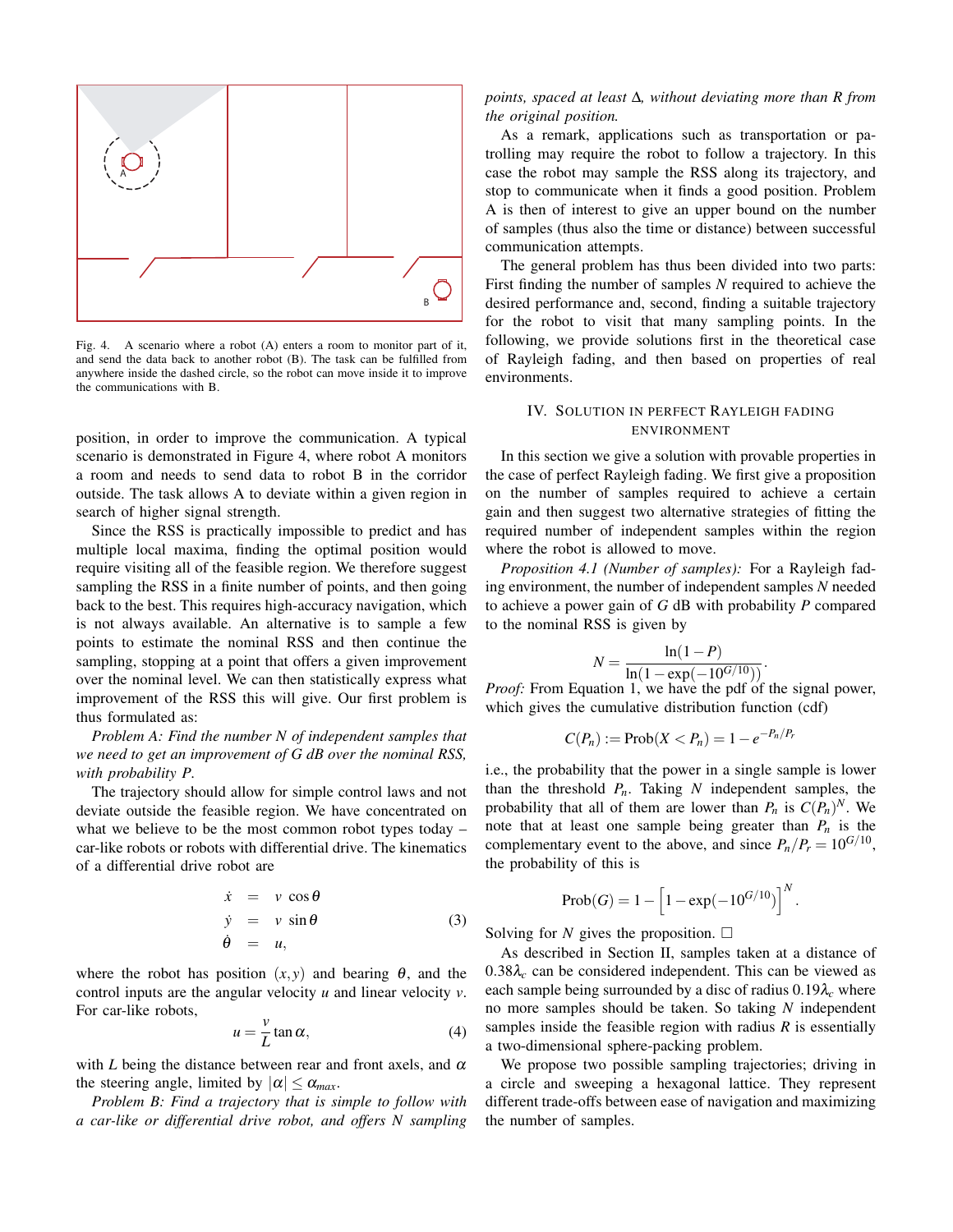Fig. 4. A scenario where a robot (A) enters a room to monitor part of it, and send the data back to another robot (B). The task can be fulfilled from anywhere inside the dashed circle, so the robot can move inside it to improve the communications with B.

position, in order to improve the communication. A typical scenario is demonstrated in Figure 4, where robot A monitors a room and needs to send data to robot B in the corridor outside. The task allows A to deviate within a given region in search of higher signal strength.

Since the RSS is practically impossible to predict and has multiple local maxima, finding the optimal position would require visiting all of the feasible region. We therefore suggest sampling the RSS in a finite number of points, and then going back to the best. This requires high-accuracy navigation, which is not always available. An alternative is to sample a few points to estimate the nominal RSS and then continue the sampling, stopping at a point that offers a given improvement over the nominal level. We can then statistically express what improvement of the RSS this will give. Our first problem is thus formulated as:

*Problem A: Find the number N of independent samples that we need to get an improvement of G dB over the nominal RSS, with probability P.*

The trajectory should allow for simple control laws and not deviate outside the feasible region. We have concentrated on what we believe to be the most common robot types today – car-like robots or robots with differential drive. The kinematics of a differential drive robot are

$$\begin{aligned} \dot{x} &= v \cos\theta \\ \dot{y} &= v \sin\theta \\ \dot{\theta} &= u, \end{aligned} \tag{3}$$

where the robot has position $(x,y)$ and bearing $\theta$, and the control inputs are the angular velocity $u$ and linear velocity $v$. For car-like robots,

$$u = \frac{v}{L}\tan\alpha, \tag{4}$$

with $L$ being the distance between rear and front axels, and $\alpha$ the steering angle, limited by $|\alpha| \leq \alpha_{max}$.

*Problem B: Find a trajectory that is simple to follow with a car-like or differential drive robot, and offers N sampling points, spaced at least Δ, without deviating more than R from the original position.*

As a remark, applications such as transportation or patrolling may require the robot to follow a trajectory. In this case the robot may sample the RSS along its trajectory, and stop to communicate when it finds a good position. Problem A is then of interest to give an upper bound on the number of samples (thus also the time or distance) between successful communication attempts.

The general problem has thus been divided into two parts: First finding the number of samples $N$ required to achieve the desired performance and, second, finding a suitable trajectory for the robot to visit that many sampling points. In the following, we provide solutions first in the theoretical case of Rayleigh fading, and then based on properties of real environments.

## IV. Solution in perfect Rayleigh fading environment

In this section we give a solution with provable properties in the case of perfect Rayleigh fading. We first give a proposition on the number of samples required to achieve a certain gain and then suggest two alternative strategies of fitting the required number of independent samples within the region where the robot is allowed to move.

*Proposition 4.1 (Number of samples):* For a Rayleigh fading environment, the number of independent samples $N$ needed to achieve a power gain of $G$ dB with probability $P$ compared to the nominal RSS is given by

$$N = \frac{\ln(1-P)}{\ln(1-\exp(-10^{G/10}))}.$$

*Proof:* From Equation 1, we have the pdf of the signal power, which gives the cumulative distribution function (cdf)

$$C(P_n) := \text{Prob}(X < P_n) = 1 - e^{-P_n/P_r}$$

i.e., the probability that the power in a single sample is lower than the threshold $P_n$. Taking $N$ independent samples, the probability that all of them are lower than $P_n$ is $C(P_n)^N$. We note that at least one sample being greater than $P_n$ is the complementary event to the above, and since $P_n/P_r = 10^{G/10}$, the probability of this is

$$\text{Prob}(G) = 1 - \left[1 - \exp(-10^{G/10})\right]^N.$$

Solving for $N$ gives the proposition. □

As described in Section II, samples taken at a distance of $0.38\lambda_c$ can be considered independent. This can be viewed as each sample being surrounded by a disc of radius $0.19\lambda_c$ where no more samples should be taken. So taking $N$ independent samples inside the feasible region with radius $R$ is essentially a two-dimensional sphere-packing problem.

We propose two possible sampling trajectories; driving in a circle and sweeping a hexagonal lattice. They represent different trade-offs between ease of navigation and maximizing the number of samples.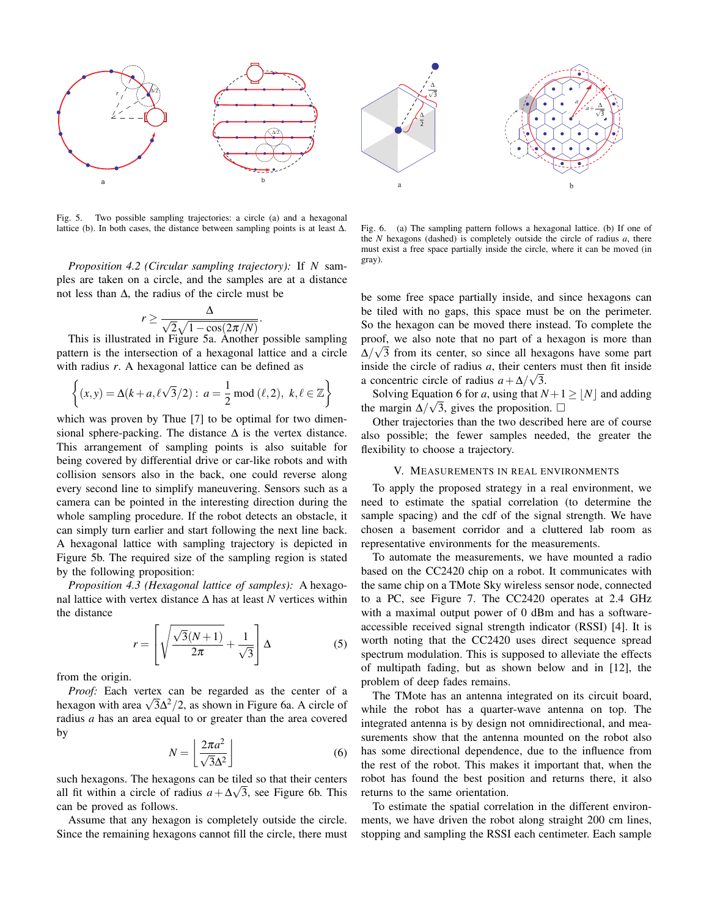Fig. 5. Two possible sampling trajectories: a circle (a) and a hexagonal lattice (b). In both cases, the distance between sampling points is at least $\Delta$.

Fig. 6. (a) The sampling pattern follows a hexagonal lattice. (b) If one of the $N$ hexagons (dashed) is completely outside the circle of radius $a$, there must exist a free space partially inside the circle, where it can be moved (in gray).

*Proposition 4.2 (Circular sampling trajectory):* If $N$ samples are taken on a circle, and the samples are at a distance not less than $\Delta$, the radius of the circle must be

$$r \geq \frac{\Delta}{\sqrt{2}\sqrt{1-\cos(2\pi/N)}}.$$

This is illustrated in Figure 5a. Another possible sampling pattern is the intersection of a hexagonal lattice and a circle with radius $r$. A hexagonal lattice can be defined as

$$\left\{(x,y) = \Delta(k+a, \ell\sqrt{3}/2) : \; a = \frac{1}{2} \bmod (\ell, 2), \; k, \ell \in \mathbb{Z}\right\}$$

which was proven by Thue [7] to be optimal for two dimensional sphere-packing. The distance $\Delta$ is the vertex distance. This arrangement of sampling points is also suitable for being covered by differential drive or car-like robots and with collision sensors also in the back, one could reverse along every second line to simplify maneuvering. Sensors such as a camera can be pointed in the interesting direction during the whole sampling procedure. If the robot detects an obstacle, it can simply turn earlier and start following the next line back. A hexagonal lattice with sampling trajectory is depicted in Figure 5b. The required size of the sampling region is stated by the following proposition:

*Proposition 4.3 (Hexagonal lattice of samples):* A hexagonal lattice with vertex distance $\Delta$ has at least $N$ vertices within the distance

$$r = \left[\sqrt{\frac{\sqrt{3}(N+1)}{2\pi}} + \frac{1}{\sqrt{3}}\right]\Delta \tag{5}$$

from the origin.

*Proof:* Each vertex can be regarded as the center of a hexagon with area $\sqrt{3}\Delta^2/2$, as shown in Figure 6a. A circle of radius $a$ has an area equal to or greater than the area covered by

$$N = \left\lfloor \frac{2\pi a^2}{\sqrt{3}\Delta^2} \right\rfloor \tag{6}$$

such hexagons. The hexagons can be tiled so that their centers all fit within a circle of radius $a + \Delta\sqrt{3}$, see Figure 6b. This can be proved as follows.

Assume that any hexagon is completely outside the circle. Since the remaining hexagons cannot fill the circle, there must be some free space partially inside, and since hexagons can be tiled with no gaps, this space must be on the perimeter. So the hexagon can be moved there instead. To complete the proof, we also note that no part of a hexagon is more than $\Delta/\sqrt{3}$ from its center, so since all hexagons have some part inside the circle of radius $a$, their centers must then fit inside a concentric circle of radius $a + \Delta/\sqrt{3}$.

Solving Equation 6 for $a$, using that $N+1 \geq \lfloor N \rfloor$ and adding the margin $\Delta/\sqrt{3}$, gives the proposition. □

Other trajectories than the two described here are of course also possible; the fewer samples needed, the greater the flexibility to choose a trajectory.

## V. Measurements in Real Environments

To apply the proposed strategy in a real environment, we need to estimate the spatial correlation (to determine the sample spacing) and the cdf of the signal strength. We have chosen a basement corridor and a cluttered lab room as representative environments for the measurements.

To automate the measurements, we have mounted a radio based on the CC2420 chip on a robot. It communicates with the same chip on a TMote Sky wireless sensor node, connected to a PC, see Figure 7. The CC2420 operates at 2.4 GHz with a maximal output power of 0 dBm and has a software-accessible received signal strength indicator (RSSI) [4]. It is worth noting that the CC2420 uses direct sequence spread spectrum modulation. This is supposed to alleviate the effects of multipath fading, but as shown below and in [12], the problem of deep fades remains.

The TMote has an antenna integrated on its circuit board, while the robot has a quarter-wave antenna on top. The integrated antenna is by design not omnidirectional, and measurements show that the antenna mounted on the robot also has some directional dependence, due to the influence from the rest of the robot. This makes it important that, when the robot has found the best position and returns there, it also returns to the same orientation.

To estimate the spatial correlation in the different environments, we have driven the robot along straight 200 cm lines, stopping and sampling the RSSI each centimeter. Each sample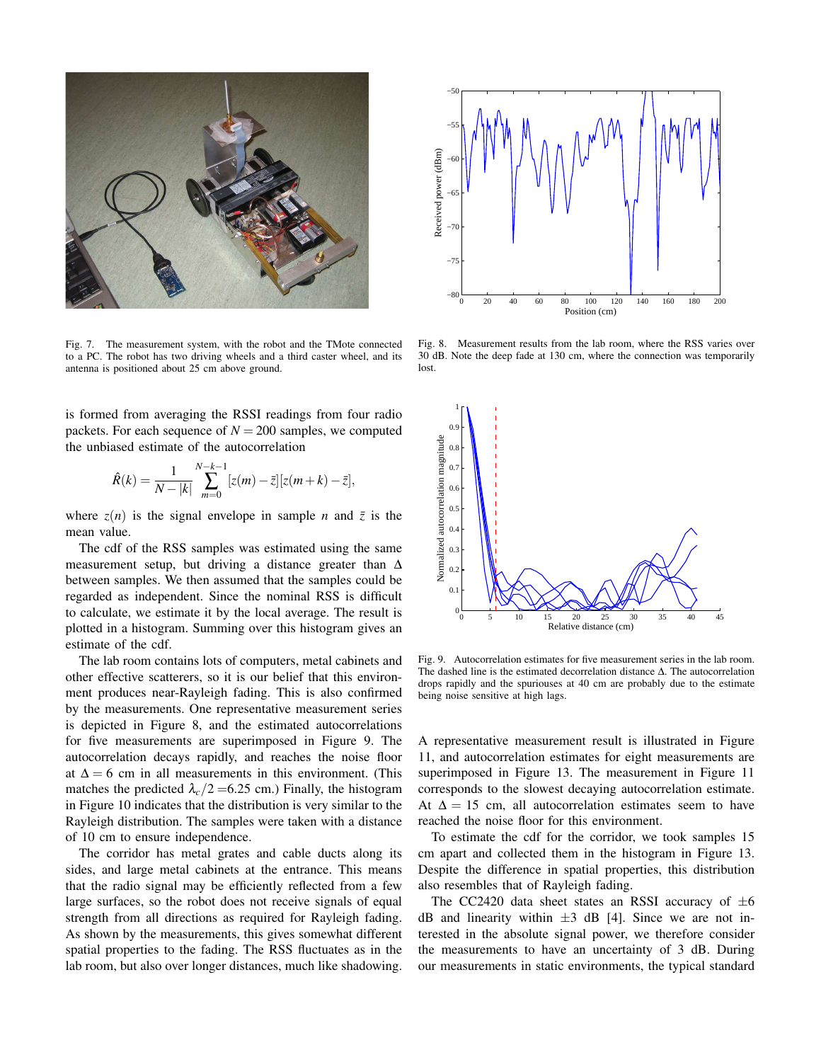Fig. 7. The measurement system, with the robot and the TMote connected to a PC. The robot has two driving wheels and a third caster wheel, and its antenna is positioned about 25 cm above ground.

Fig. 8. Measurement results from the lab room, where the RSS varies over 30 dB. Note the deep fade at 130 cm, where the connection was temporarily lost.

is formed from averaging the RSSI readings from four radio packets. For each sequence of $N = 200$ samples, we computed the unbiased estimate of the autocorrelation

$$\hat{R}(k) = \frac{1}{N-|k|}\sum_{m=0}^{N-k-1}[z(m)-\bar{z}][z(m+k)-\bar{z}],$$

where $z(n)$ is the signal envelope in sample $n$ and $\bar{z}$ is the mean value.

The cdf of the RSS samples was estimated using the same measurement setup, but driving a distance greater than $\Delta$ between samples. We then assumed that the samples could be regarded as independent. Since the nominal RSS is difficult to calculate, we estimate it by the local average. The result is plotted in a histogram. Summing over this histogram gives an estimate of the cdf.

The lab room contains lots of computers, metal cabinets and other effective scatterers, so it is our belief that this environment produces near-Rayleigh fading. This is also confirmed by the measurements. One representative measurement series is depicted in Figure 8, and the estimated autocorrelations for five measurements are superimposed in Figure 9. The autocorrelation decays rapidly, and reaches the noise floor at $\Delta = 6$ cm in all measurements in this environment. (This matches the predicted $\lambda_c/2 = 6.25$ cm.) Finally, the histogram in Figure 10 indicates that the distribution is very similar to the Rayleigh distribution. The samples were taken with a distance of 10 cm to ensure independence.

The corridor has metal grates and cable ducts along its sides, and large metal cabinets at the entrance. This means that the radio signal may be efficiently reflected from a few large surfaces, so the robot does not receive signals of equal strength from all directions as required for Rayleigh fading. As shown by the measurements, this gives somewhat different spatial properties to the fading. The RSS fluctuates as in the lab room, but also over longer distances, much like shadowing.

Fig. 9. Autocorrelation estimates for five measurement series in the lab room. The dashed line is the estimated decorrelation distance $\Delta$. The autocorrelation drops rapidly and the spuriouses at 40 cm are probably due to the estimate being noise sensitive at high lags.

A representative measurement result is illustrated in Figure 11, and autocorrelation estimates for eight measurements are superimposed in Figure 13. The measurement in Figure 11 corresponds to the slowest decaying autocorrelation estimate. At $\Delta = 15$ cm, all autocorrelation estimates seem to have reached the noise floor for this environment.

To estimate the cdf for the corridor, we took samples 15 cm apart and collected them in the histogram in Figure 13. Despite the difference in spatial properties, this distribution also resembles that of Rayleigh fading.

The CC2420 data sheet states an RSSI accuracy of $\pm 6$ dB and linearity within $\pm 3$ dB [4]. Since we are not interested in the absolute signal power, we therefore consider the measurements to have an uncertainty of 3 dB. During our measurements in static environments, the typical standard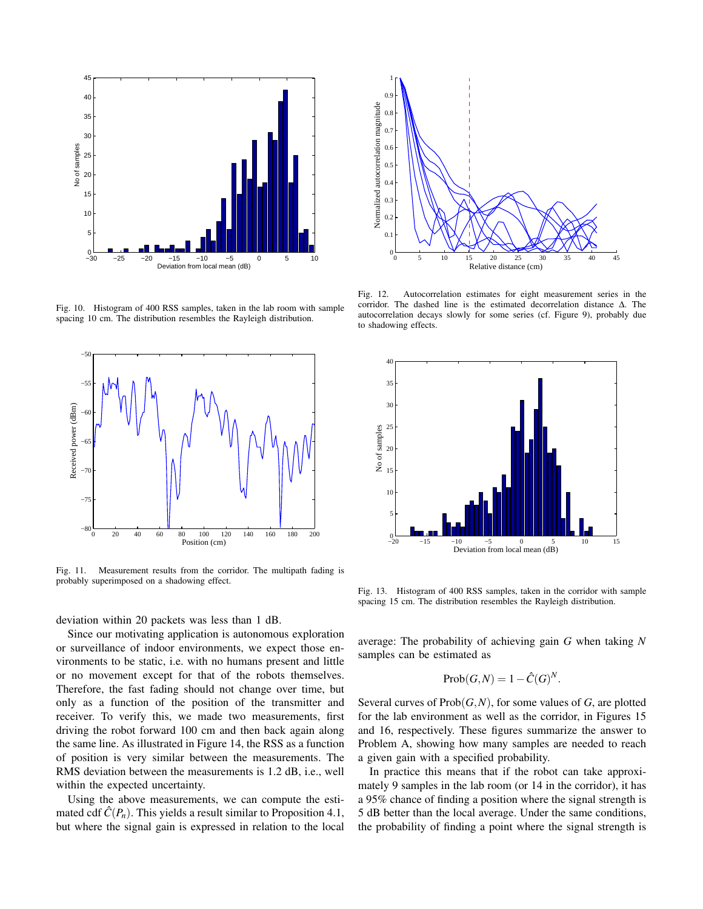Fig. 10. Histogram of 400 RSS samples, taken in the lab room with sample spacing 10 cm. The distribution resembles the Rayleigh distribution.

Fig. 11. Measurement results from the corridor. The multipath fading is probably superimposed on a shadowing effect.

Fig. 12. Autocorrelation estimates for eight measurement series in the corridor. The dashed line is the estimated decorrelation distance $\Delta$. The autocorrelation decays slowly for some series (cf. Figure 9), probably due to shadowing effects.

Fig. 13. Histogram of 400 RSS samples, taken in the corridor with sample spacing 15 cm. The distribution resembles the Rayleigh distribution.

deviation within 20 packets was less than 1 dB.

Since our motivating application is autonomous exploration or surveillance of indoor environments, we expect those environments to be static, i.e. with no humans present and little or no movement except for that of the robots themselves. Therefore, the fast fading should not change over time, but only as a function of the position of the transmitter and receiver. To verify this, we made two measurements, first driving the robot forward 100 cm and then back again along the same line. As illustrated in Figure 14, the RSS as a function of position is very similar between the measurements. The RMS deviation between the measurements is 1.2 dB, i.e., well within the expected uncertainty.

Using the above measurements, we can compute the estimated cdf $\hat{C}(P_n)$. This yields a result similar to Proposition 4.1, but where the signal gain is expressed in relation to the local average: The probability of achieving gain $G$ when taking $N$ samples can be estimated as

$$\text{Prob}(G,N) = 1 - \hat{C}(G)^N.$$

Several curves of $\text{Prob}(G,N)$, for some values of $G$, are plotted for the lab environment as well as the corridor, in Figures 15 and 16, respectively. These figures summarize the answer to Problem A, showing how many samples are needed to reach a given gain with a specified probability.

In practice this means that if the robot can take approximately 9 samples in the lab room (or 14 in the corridor), it has a 95% chance of finding a position where the signal strength is 5 dB better than the local average. Under the same conditions, the probability of finding a point where the signal strength is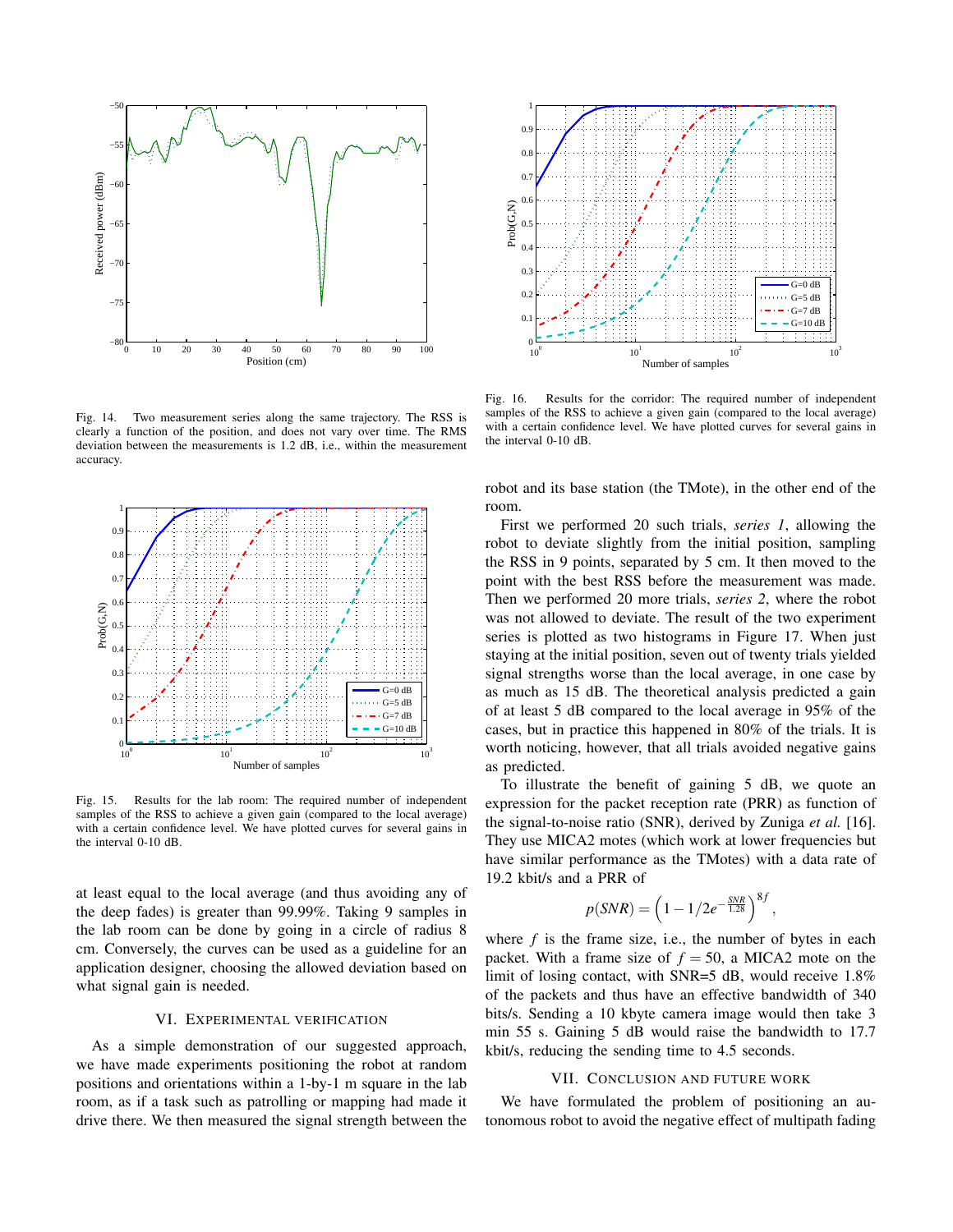Fig. 14. Two measurement series along the same trajectory. The RSS is clearly a function of the position, and does not vary over time. The RMS deviation between the measurements is 1.2 dB, i.e., within the measurement accuracy.

Fig. 15. Results for the lab room: The required number of independent samples of the RSS to achieve a given gain (compared to the local average) with a certain confidence level. We have plotted curves for several gains in the interval 0-10 dB.

at least equal to the local average (and thus avoiding any of the deep fades) is greater than 99.99%. Taking 9 samples in the lab room can be done by going in a circle of radius 8 cm. Conversely, the curves can be used as a guideline for an application designer, choosing the allowed deviation based on what signal gain is needed.

## VI. Experimental verification

As a simple demonstration of our suggested approach, we have made experiments positioning the robot at random positions and orientations within a 1-by-1 m square in the lab room, as if a task such as patrolling or mapping had made it drive there. We then measured the signal strength between the robot and its base station (the TMote), in the other end of the room.

Fig. 16. Results for the corridor: The required number of independent samples of the RSS to achieve a given gain (compared to the local average) with a certain confidence level. We have plotted curves for several gains in the interval 0-10 dB.

First we performed 20 such trials, *series 1*, allowing the robot to deviate slightly from the initial position, sampling the RSS in 9 points, separated by 5 cm. It then moved to the point with the best RSS before the measurement was made. Then we performed 20 more trials, *series 2*, where the robot was not allowed to deviate. The result of the two experiment series is plotted as two histograms in Figure 17. When just staying at the initial position, seven out of twenty trials yielded signal strengths worse than the local average, in one case by as much as 15 dB. The theoretical analysis predicted a gain of at least 5 dB compared to the local average in 95% of the cases, but in practice this happened in 80% of the trials. It is worth noticing, however, that all trials avoided negative gains as predicted.

To illustrate the benefit of gaining 5 dB, we quote an expression for the packet reception rate (PRR) as function of the signal-to-noise ratio (SNR), derived by Zuniga *et al.* [16]. They use MICA2 motes (which work at lower frequencies but have similar performance as the TMotes) with a data rate of 19.2 kbit/s and a PRR of

$$p(SNR) = \left(1 - 1/2e^{-\frac{SNR}{1.28}}\right)^{8f},$$

where $f$ is the frame size, i.e., the number of bytes in each packet. With a frame size of $f = 50$, a MICA2 mote on the limit of losing contact, with SNR=5 dB, would receive 1.8% of the packets and thus have an effective bandwidth of 340 bits/s. Sending a 10 kbyte camera image would then take 3 min 55 s. Gaining 5 dB would raise the bandwidth to 17.7 kbit/s, reducing the sending time to 4.5 seconds.

## VII. Conclusion and future work

We have formulated the problem of positioning an autonomous robot to avoid the negative effect of multipath fading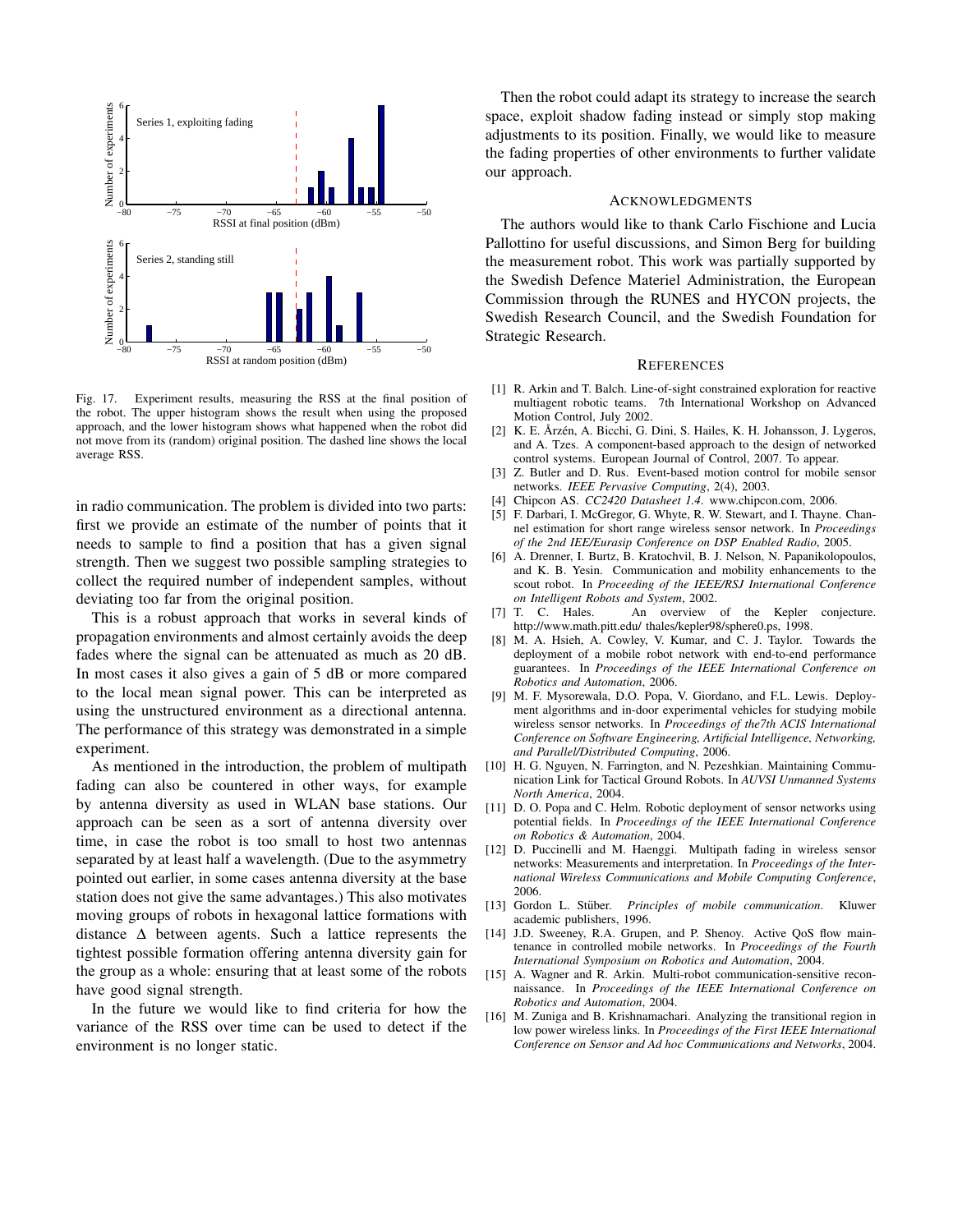Series 1, exploiting fading

Number of experiments

RSSI at final position (dBm)

0 2 4 6

−80 −75 −70 −65 −60 −55 −50

Series 2, standing still

Number of experiments

RSSI at random position (dBm)

0 2 4 6

−80 −75 −70 −65 −60 −55 −50

Fig. 17. Experiment results, measuring the RSS at the final position of the robot. The upper histogram shows the result when using the proposed approach, and the lower histogram shows what happened when the robot did not move from its (random) original position. The dashed line shows the local average RSS.

in radio communication. The problem is divided into two parts: first we provide an estimate of the number of points that it needs to sample to find a position that has a given signal strength. Then we suggest two possible sampling strategies to collect the required number of independent samples, without deviating too far from the original position.

This is a robust approach that works in several kinds of propagation environments and almost certainly avoids the deep fades where the signal can be attenuated as much as 20 dB. In most cases it also gives a gain of 5 dB or more compared to the local mean signal power. This can be interpreted as using the unstructured environment as a directional antenna. The performance of this strategy was demonstrated in a simple experiment.

As mentioned in the introduction, the problem of multipath fading can also be countered in other ways, for example by antenna diversity as used in WLAN base stations. Our approach can be seen as a sort of antenna diversity over time, in case the robot is too small to host two antennas separated by at least half a wavelength. (Due to the asymmetry pointed out earlier, in some cases antenna diversity at the base station does not give the same advantages.) This also motivates moving groups of robots in hexagonal lattice formations with distance $\Delta$ between agents. Such a lattice represents the tightest possible formation offering antenna diversity gain for the group as a whole: ensuring that at least some of the robots have good signal strength.

In the future we would like to find criteria for how the variance of the RSS over time can be used to detect if the environment is no longer static. Then the robot could adapt its strategy to increase the search space, exploit shadow fading instead or simply stop making adjustments to its position. Finally, we would like to measure the fading properties of other environments to further validate our approach.

## Acknowledgments

The authors would like to thank Carlo Fischione and Lucia Pallottino for useful discussions, and Simon Berg for building the measurement robot. This work was partially supported by the Swedish Defence Materiel Administration, the European Commission through the RUNES and HYCON projects, the Swedish Research Council, and the Swedish Foundation for Strategic Research.

## References

[1] R. Arkin and T. Balch. Line-of-sight constrained exploration for reactive multiagent robotic teams. 7th International Workshop on Advanced Motion Control, July 2002.

[2] K. E. Årzén, A. Bicchi, G. Dini, S. Hailes, K. H. Johansson, J. Lygeros, and A. Tzes. A component-based approach to the design of networked control systems. European Journal of Control, 2007. To appear.

[3] Z. Butler and D. Rus. Event-based motion control for mobile sensor networks. *IEEE Pervasive Computing*, 2(4), 2003.

[4] Chipcon AS. *CC2420 Datasheet 1.4*. www.chipcon.com, 2006.

[5] F. Darbari, I. McGregor, G. Whyte, R. W. Stewart, and I. Thayne. Channel estimation for short range wireless sensor network. In *Proceedings of the 2nd IEE/Eurasip Conference on DSP Enabled Radio*, 2005.

[6] A. Drenner, I. Burtz, B. Kratochvil, B. J. Nelson, N. Papanikolopoulos, and K. B. Yesin. Communication and mobility enhancements to the scout robot. In *Proceeding of the IEEE/RSJ International Conference on Intelligent Robots and System*, 2002.

[7] T. C. Hales. An overview of the Kepler conjecture. http://www.math.pitt.edu/ thales/kepler98/sphere0.ps, 1998.

[8] M. A. Hsieh, A. Cowley, V. Kumar, and C. J. Taylor. Towards the deployment of a mobile robot network with end-to-end performance guarantees. In *Proceedings of the IEEE International Conference on Robotics and Automation*, 2006.

[9] M. F. Mysorewala, D.O. Popa, V. Giordano, and F.L. Lewis. Deployment algorithms and in-door experimental vehicles for studying mobile wireless sensor networks. In *Proceedings of the7th ACIS International Conference on Software Engineering, Artificial Intelligence, Networking, and Parallel/Distributed Computing*, 2006.

[10] H. G. Nguyen, N. Farrington, and N. Pezeshkian. Maintaining Communication Link for Tactical Ground Robots. In *AUVSI Unmanned Systems North America*, 2004.

[11] D. O. Popa and C. Helm. Robotic deployment of sensor networks using potential fields. In *Proceedings of the IEEE International Conference on Robotics & Automation*, 2004.

[12] D. Puccinelli and M. Haenggi. Multipath fading in wireless sensor networks: Measurements and interpretation. In *Proceedings of the International Wireless Communications and Mobile Computing Conference*, 2006.

[13] Gordon L. Stüber. *Principles of mobile communication*. Kluwer academic publishers, 1996.

[14] J.D. Sweeney, R.A. Grupen, and P. Shenoy. Active QoS flow maintenance in controlled mobile networks. In *Proceedings of the Fourth International Symposium on Robotics and Automation*, 2004.

[15] A. Wagner and R. Arkin. Multi-robot communication-sensitive reconnaissance. In *Proceedings of the IEEE International Conference on Robotics and Automation*, 2004.

[16] M. Zuniga and B. Krishnamachari. Analyzing the transitional region in low power wireless links. In *Proceedings of the First IEEE International Conference on Sensor and Ad hoc Communications and Networks*, 2004.